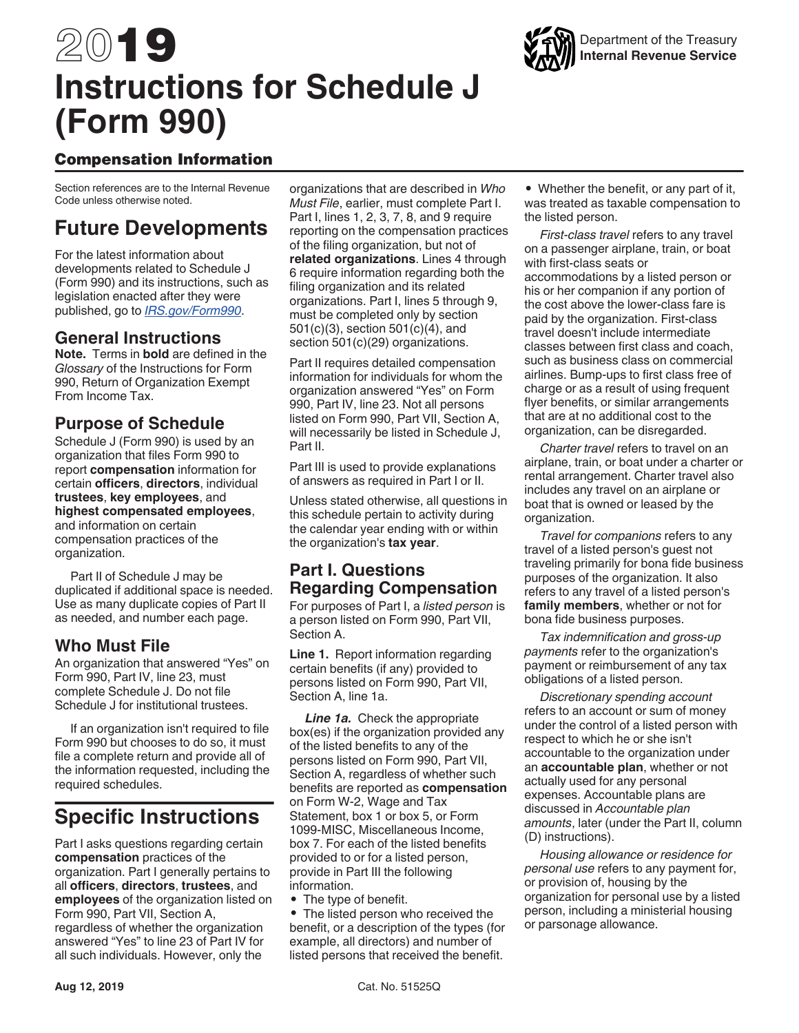# 2019 Instructions for Schedule J (Form 990)

Department of the Treasury
**Internal Revenue Service**

## Compensation Information

Section references are to the Internal Revenue Code unless otherwise noted.

# Future Developments

For the latest information about developments related to Schedule J (Form 990) and its instructions, such as legislation enacted after they were published, go to *IRS.gov/Form990*.

## General Instructions

**Note.** Terms in **bold** are defined in the *Glossary* of the Instructions for Form 990, Return of Organization Exempt From Income Tax.

## Purpose of Schedule

Schedule J (Form 990) is used by an organization that files Form 990 to report **compensation** information for certain **officers**, **directors**, individual **trustees**, **key employees**, and **highest compensated employees**, and information on certain compensation practices of the organization.

Part II of Schedule J may be duplicated if additional space is needed. Use as many duplicate copies of Part II as needed, and number each page.

## Who Must File

An organization that answered "Yes" on Form 990, Part IV, line 23, must complete Schedule J. Do not file Schedule J for institutional trustees.

If an organization isn't required to file Form 990 but chooses to do so, it must file a complete return and provide all of the information requested, including the required schedules.

# Specific Instructions

Part I asks questions regarding certain **compensation** practices of the organization. Part I generally pertains to all **officers**, **directors**, **trustees**, and **employees** of the organization listed on Form 990, Part VII, Section A, regardless of whether the organization answered "Yes" to line 23 of Part IV for all such individuals. However, only the organizations that are described in *Who Must File*, earlier, must complete Part I. Part I, lines 1, 2, 3, 7, 8, and 9 require reporting on the compensation practices of the filing organization, but not of **related organizations**. Lines 4 through 6 require information regarding both the filing organization and its related organizations. Part I, lines 5 through 9, must be completed only by section 501(c)(3), section 501(c)(4), and section 501(c)(29) organizations.

Part II requires detailed compensation information for individuals for whom the organization answered "Yes" on Form 990, Part IV, line 23. Not all persons listed on Form 990, Part VII, Section A, will necessarily be listed in Schedule J, Part II.

Part III is used to provide explanations of answers as required in Part I or II.

Unless stated otherwise, all questions in this schedule pertain to activity during the calendar year ending with or within the organization's **tax year**.

## Part I. Questions Regarding Compensation

For purposes of Part I, a *listed person* is a person listed on Form 990, Part VII, Section A.

**Line 1.** Report information regarding certain benefits (if any) provided to persons listed on Form 990, Part VII, Section A, line 1a.

***Line 1a.*** Check the appropriate box(es) if the organization provided any of the listed benefits to any of the persons listed on Form 990, Part VII, Section A, regardless of whether such benefits are reported as **compensation** on Form W-2, Wage and Tax Statement, box 1 or box 5, or Form 1099-MISC, Miscellaneous Income, box 7. For each of the listed benefits provided to or for a listed person, provide in Part III the following information.

- The type of benefit.
- The listed person who received the benefit, or a description of the types (for example, all directors) and number of listed persons that received the benefit.
- Whether the benefit, or any part of it, was treated as taxable compensation to the listed person.

*First-class travel* refers to any travel on a passenger airplane, train, or boat with first-class seats or accommodations by a listed person or his or her companion if any portion of the cost above the lower-class fare is paid by the organization. First-class travel doesn't include intermediate classes between first class and coach, such as business class on commercial airlines. Bump-ups to first class free of charge or as a result of using frequent flyer benefits, or similar arrangements that are at no additional cost to the organization, can be disregarded.

*Charter travel* refers to travel on an airplane, train, or boat under a charter or rental arrangement. Charter travel also includes any travel on an airplane or boat that is owned or leased by the organization.

*Travel for companions* refers to any travel of a listed person's guest not traveling primarily for bona fide business purposes of the organization. It also refers to any travel of a listed person's **family members**, whether or not for bona fide business purposes.

*Tax indemnification and gross-up payments* refer to the organization's payment or reimbursement of any tax obligations of a listed person.

*Discretionary spending account* refers to an account or sum of money under the control of a listed person with respect to which he or she isn't accountable to the organization under an **accountable plan**, whether or not actually used for any personal expenses. Accountable plans are discussed in *Accountable plan amounts*, later (under the Part II, column (D) instructions).

*Housing allowance or residence for personal use* refers to any payment for, or provision of, housing by the organization for personal use by a listed person, including a ministerial housing or parsonage allowance.

Aug 12, 2019 Cat. No. 51525Q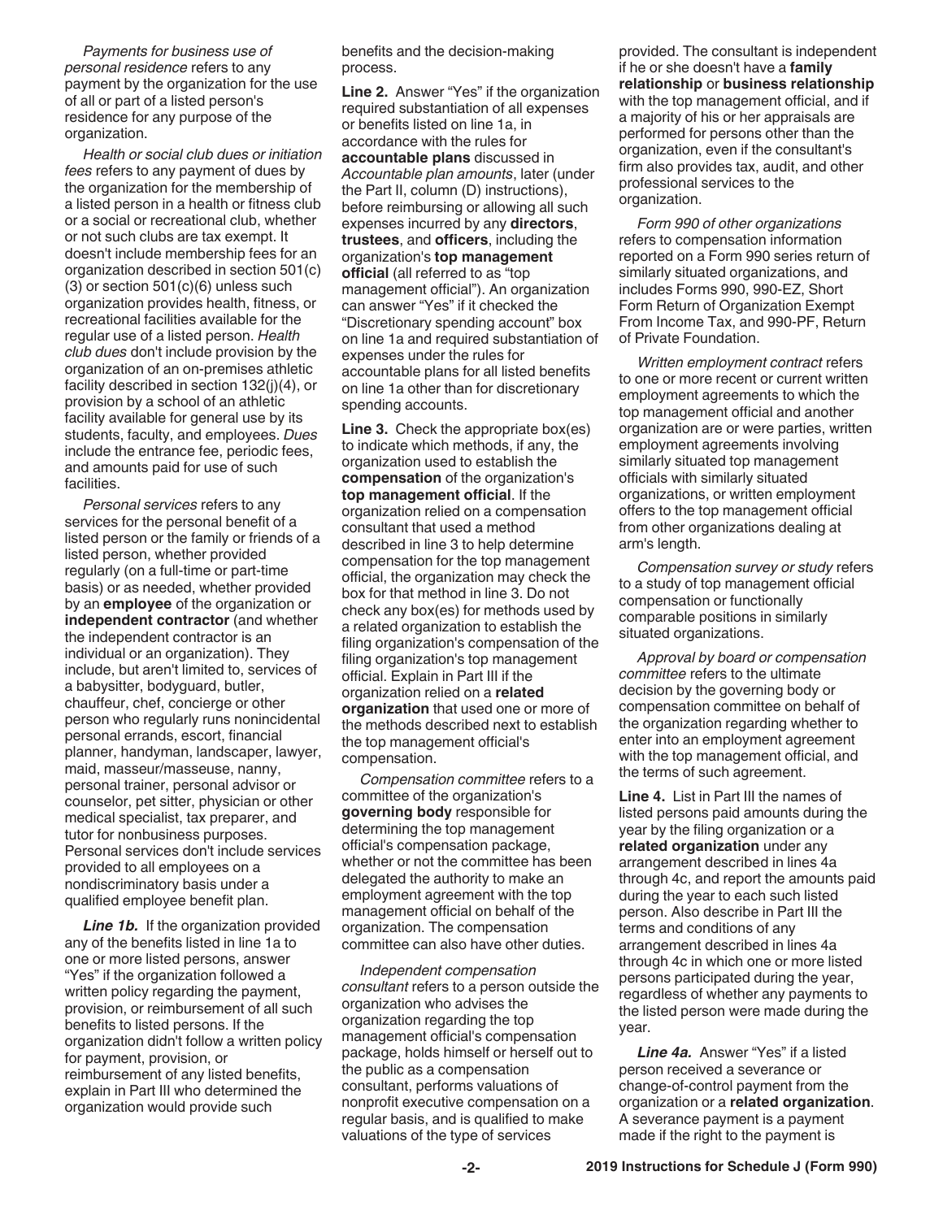*Payments for business use of personal residence* refers to any payment by the organization for the use of all or part of a listed person's residence for any purpose of the organization.

*Health or social club dues or initiation fees* refers to any payment of dues by the organization for the membership of a listed person in a health or fitness club or a social or recreational club, whether or not such clubs are tax exempt. It doesn't include membership fees for an organization described in section 501(c)(3) or section 501(c)(6) unless such organization provides health, fitness, or recreational facilities available for the regular use of a listed person. *Health club dues* don't include provision by the organization of an on-premises athletic facility described in section 132(j)(4), or provision by a school of an athletic facility available for general use by its students, faculty, and employees. *Dues* include the entrance fee, periodic fees, and amounts paid for use of such facilities.

*Personal services* refers to any services for the personal benefit of a listed person or the family or friends of a listed person, whether provided regularly (on a full-time or part-time basis) or as needed, whether provided by an **employee** of the organization or **independent contractor** (and whether the independent contractor is an individual or an organization). They include, but aren't limited to, services of a babysitter, bodyguard, butler, chauffeur, chef, concierge or other person who regularly runs nonincidental personal errands, escort, financial planner, handyman, landscaper, lawyer, maid, masseur/masseuse, nanny, personal trainer, personal advisor or counselor, pet sitter, physician or other medical specialist, tax preparer, and tutor for nonbusiness purposes. Personal services don't include services provided to all employees on a nondiscriminatory basis under a qualified employee benefit plan.

***Line 1b.*** If the organization provided any of the benefits listed in line 1a to one or more listed persons, answer "Yes" if the organization followed a written policy regarding the payment, provision, or reimbursement of all such benefits to listed persons. If the organization didn't follow a written policy for payment, provision, or reimbursement of any listed benefits, explain in Part III who determined the organization would provide such benefits and the decision-making process.

**Line 2.** Answer "Yes" if the organization required substantiation of all expenses or benefits listed on line 1a, in accordance with the rules for **accountable plans** discussed in *Accountable plan amounts*, later (under the Part II, column (D) instructions), before reimbursing or allowing all such expenses incurred by any **directors**, **trustees**, and **officers**, including the organization's **top management official** (all referred to as "top management official"). An organization can answer "Yes" if it checked the "Discretionary spending account" box on line 1a and required substantiation of expenses under the rules for accountable plans for all listed benefits on line 1a other than for discretionary spending accounts.

**Line 3.** Check the appropriate box(es) to indicate which methods, if any, the organization used to establish the **compensation** of the organization's **top management official**. If the organization relied on a compensation consultant that used a method described in line 3 to help determine compensation for the top management official, the organization may check the box for that method in line 3. Do not check any box(es) for methods used by a related organization to establish the filing organization's compensation of the filing organization's top management official. Explain in Part III if the organization relied on a **related organization** that used one or more of the methods described next to establish the top management official's compensation.

*Compensation committee* refers to a committee of the organization's **governing body** responsible for determining the top management official's compensation package, whether or not the committee has been delegated the authority to make an employment agreement with the top management official on behalf of the organization. The compensation committee can also have other duties.

*Independent compensation consultant* refers to a person outside the organization who advises the organization regarding the top management official's compensation package, holds himself or herself out to the public as a compensation consultant, performs valuations of nonprofit executive compensation on a regular basis, and is qualified to make valuations of the type of services provided. The consultant is independent if he or she doesn't have a **family relationship** or **business relationship** with the top management official, and if a majority of his or her appraisals are performed for persons other than the organization, even if the consultant's firm also provides tax, audit, and other professional services to the organization.

*Form 990 of other organizations* refers to compensation information reported on a Form 990 series return of similarly situated organizations, and includes Forms 990, 990-EZ, Short Form Return of Organization Exempt From Income Tax, and 990-PF, Return of Private Foundation.

*Written employment contract* refers to one or more recent or current written employment agreements to which the top management official and another organization are or were parties, written employment agreements involving similarly situated top management officials with similarly situated organizations, or written employment offers to the top management official from other organizations dealing at arm's length.

*Compensation survey or study* refers to a study of top management official compensation or functionally comparable positions in similarly situated organizations.

*Approval by board or compensation committee* refers to the ultimate decision by the governing body or compensation committee on behalf of the organization regarding whether to enter into an employment agreement with the top management official, and the terms of such agreement.

**Line 4.** List in Part III the names of listed persons paid amounts during the year by the filing organization or a **related organization** under any arrangement described in lines 4a through 4c, and report the amounts paid during the year to each such listed person. Also describe in Part III the terms and conditions of any arrangement described in lines 4a through 4c in which one or more listed persons participated during the year, regardless of whether any payments to the listed person were made during the year.

***Line 4a.*** Answer "Yes" if a listed person received a severance or change-of-control payment from the organization or a **related organization**. A severance payment is a payment made if the right to the payment is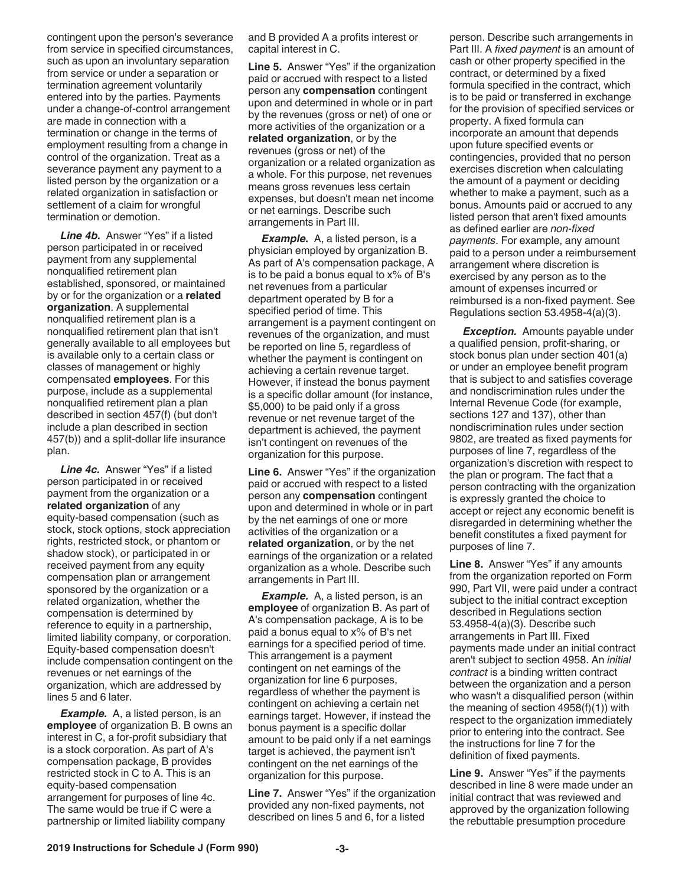contingent upon the person's severance from service in specified circumstances, such as upon an involuntary separation from service or under a separation or termination agreement voluntarily entered into by the parties. Payments under a change-of-control arrangement are made in connection with a termination or change in the terms of employment resulting from a change in control of the organization. Treat as a severance payment any payment to a listed person by the organization or a related organization in satisfaction or settlement of a claim for wrongful termination or demotion.

***Line 4b.*** Answer "Yes" if a listed person participated in or received payment from any supplemental nonqualified retirement plan established, sponsored, or maintained by or for the organization or a **related organization**. A supplemental nonqualified retirement plan is a nonqualified retirement plan that isn't generally available to all employees but is available only to a certain class or classes of management or highly compensated **employees**. For this purpose, include as a supplemental nonqualified retirement plan a plan described in section 457(f) (but don't include a plan described in section 457(b)) and a split-dollar life insurance plan.

***Line 4c.*** Answer "Yes" if a listed person participated in or received payment from the organization or a **related organization** of any equity-based compensation (such as stock, stock options, stock appreciation rights, restricted stock, or phantom or shadow stock), or participated in or received payment from any equity compensation plan or arrangement sponsored by the organization or a related organization, whether the compensation is determined by reference to equity in a partnership, limited liability company, or corporation. Equity-based compensation doesn't include compensation contingent on the revenues or net earnings of the organization, which are addressed by lines 5 and 6 later.

***Example.*** A, a listed person, is an **employee** of organization B. B owns an interest in C, a for-profit subsidiary that is a stock corporation. As part of A's compensation package, B provides restricted stock in C to A. This is an equity-based compensation arrangement for purposes of line 4c. The same would be true if C were a partnership or limited liability company and B provided A a profits interest or capital interest in C.

**Line 5.** Answer "Yes" if the organization paid or accrued with respect to a listed person any **compensation** contingent upon and determined in whole or in part by the revenues (gross or net) of one or more activities of the organization or a **related organization**, or by the revenues (gross or net) of the organization or a related organization as a whole. For this purpose, net revenues means gross revenues less certain expenses, but doesn't mean net income or net earnings. Describe such arrangements in Part III.

***Example.*** A, a listed person, is a physician employed by organization B. As part of A's compensation package, A is to be paid a bonus equal to x% of B's net revenues from a particular department operated by B for a specified period of time. This arrangement is a payment contingent on revenues of the organization, and must be reported on line 5, regardless of whether the payment is contingent on achieving a certain revenue target. However, if instead the bonus payment is a specific dollar amount (for instance, $5,000) to be paid only if a gross revenue or net revenue target of the department is achieved, the payment isn't contingent on revenues of the organization for this purpose.

**Line 6.** Answer "Yes" if the organization paid or accrued with respect to a listed person any **compensation** contingent upon and determined in whole or in part by the net earnings of one or more activities of the organization or a **related organization**, or by the net earnings of the organization or a related organization as a whole. Describe such arrangements in Part III.

***Example.*** A, a listed person, is an **employee** of organization B. As part of A's compensation package, A is to be paid a bonus equal to x% of B's net earnings for a specified period of time. This arrangement is a payment contingent on net earnings of the organization for line 6 purposes, regardless of whether the payment is contingent on achieving a certain net earnings target. However, if instead the bonus payment is a specific dollar amount to be paid only if a net earnings target is achieved, the payment isn't contingent on the net earnings of the organization for this purpose.

**Line 7.** Answer "Yes" if the organization provided any non-fixed payments, not described on lines 5 and 6, for a listed person. Describe such arrangements in Part III. A *fixed payment* is an amount of cash or other property specified in the contract, or determined by a fixed formula specified in the contract, which is to be paid or transferred in exchange for the provision of specified services or property. A fixed formula can incorporate an amount that depends upon future specified events or contingencies, provided that no person exercises discretion when calculating the amount of a payment or deciding whether to make a payment, such as a bonus. Amounts paid or accrued to any listed person that aren't fixed amounts as defined earlier are *non-fixed payments*. For example, any amount paid to a person under a reimbursement arrangement where discretion is exercised by any person as to the amount of expenses incurred or reimbursed is a non-fixed payment. See Regulations section 53.4958-4(a)(3).

***Exception.*** Amounts payable under a qualified pension, profit-sharing, or stock bonus plan under section 401(a) or under an employee benefit program that is subject to and satisfies coverage and nondiscrimination rules under the Internal Revenue Code (for example, sections 127 and 137), other than nondiscrimination rules under section 9802, are treated as fixed payments for purposes of line 7, regardless of the organization's discretion with respect to the plan or program. The fact that a person contracting with the organization is expressly granted the choice to accept or reject any economic benefit is disregarded in determining whether the benefit constitutes a fixed payment for purposes of line 7.

**Line 8.** Answer "Yes" if any amounts from the organization reported on Form 990, Part VII, were paid under a contract subject to the initial contract exception described in Regulations section 53.4958-4(a)(3). Describe such arrangements in Part III. Fixed payments made under an initial contract aren't subject to section 4958. An *initial contract* is a binding written contract between the organization and a person who wasn't a disqualified person (within the meaning of section 4958(f)(1)) with respect to the organization immediately prior to entering into the contract. See the instructions for line 7 for the definition of fixed payments.

**Line 9.** Answer "Yes" if the payments described in line 8 were made under an initial contract that was reviewed and approved by the organization following the rebuttable presumption procedure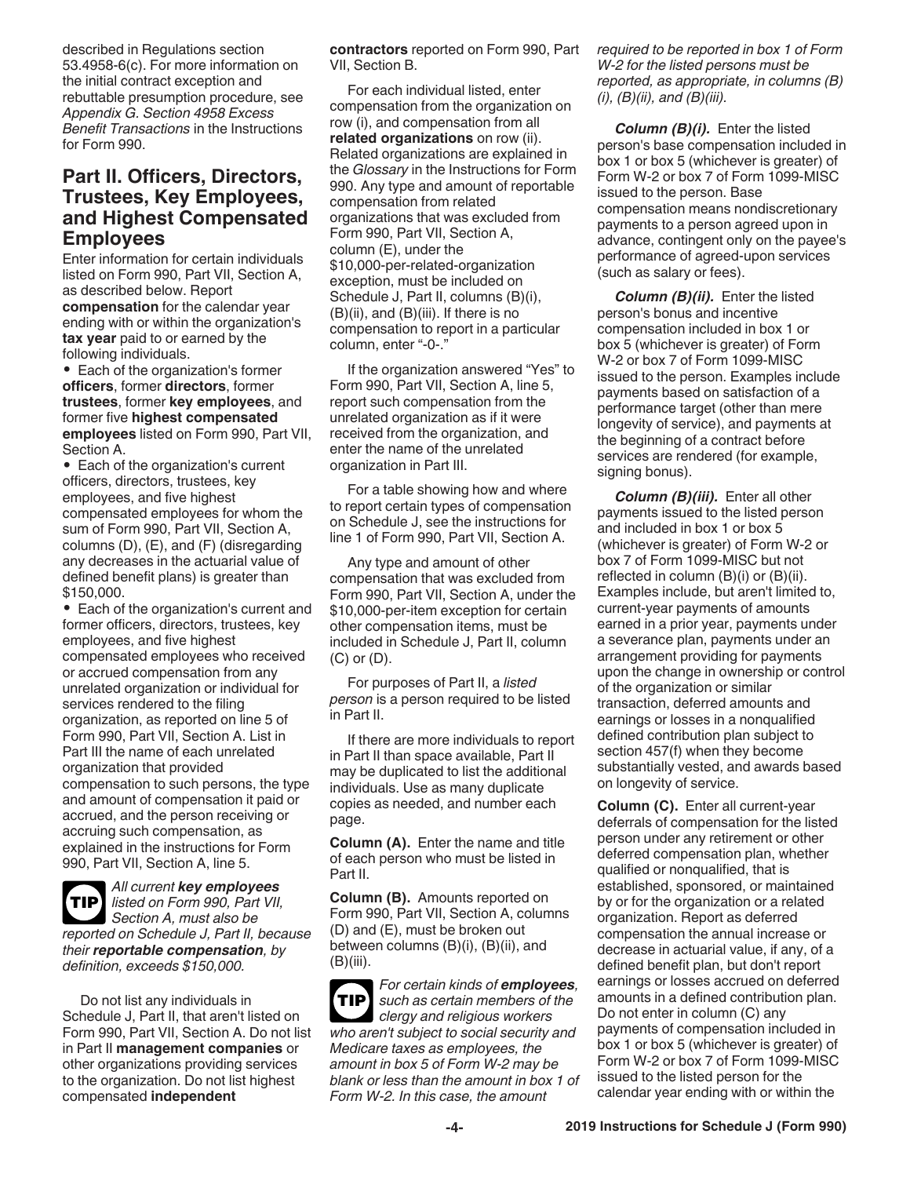described in Regulations section 53.4958-6(c). For more information on the initial contract exception and rebuttable presumption procedure, see *Appendix G. Section 4958 Excess Benefit Transactions* in the Instructions for Form 990.

## Part II. Officers, Directors, Trustees, Key Employees, and Highest Compensated Employees

Enter information for certain individuals listed on Form 990, Part VII, Section A, as described below. Report **compensation** for the calendar year ending with or within the organization's **tax year** paid to or earned by the following individuals.

- Each of the organization's former **officers**, former **directors**, former **trustees**, former **key employees**, and former five **highest compensated employees** listed on Form 990, Part VII, Section A.
- Each of the organization's current officers, directors, trustees, key employees, and five highest compensated employees for whom the sum of Form 990, Part VII, Section A, columns (D), (E), and (F) (disregarding any decreases in the actuarial value of defined benefit plans) is greater than $150,000.
- Each of the organization's current and former officers, directors, trustees, key employees, and five highest compensated employees who received or accrued compensation from any unrelated organization or individual for services rendered to the filing organization, as reported on line 5 of Form 990, Part VII, Section A. List in Part III the name of each unrelated organization that provided compensation to such persons, the type and amount of compensation it paid or accrued, and the person receiving or accruing such compensation, as explained in the instructions for Form 990, Part VII, Section A, line 5.

**TIP** *All current* ***key employees*** *listed on Form 990, Part VII, Section A, must also be reported on Schedule J, Part II, because their* ***reportable compensation****, by definition, exceeds $150,000.*

Do not list any individuals in Schedule J, Part II, that aren't listed on Form 990, Part VII, Section A. Do not list in Part II **management companies** or other organizations providing services to the organization. Do not list highest compensated **independent contractors** reported on Form 990, Part VII, Section B.

For each individual listed, enter compensation from the organization on row (i), and compensation from all **related organizations** on row (ii). Related organizations are explained in the *Glossary* in the Instructions for Form 990. Any type and amount of reportable compensation from related organizations that was excluded from Form 990, Part VII, Section A, column (E), under the $10,000-per-related-organization exception, must be included on Schedule J, Part II, columns (B)(i), (B)(ii), and (B)(iii). If there is no compensation to report in a particular column, enter "-0-."

If the organization answered "Yes" to Form 990, Part VII, Section A, line 5, report such compensation from the unrelated organization as if it were received from the organization, and enter the name of the unrelated organization in Part III.

For a table showing how and where to report certain types of compensation on Schedule J, see the instructions for line 1 of Form 990, Part VII, Section A.

Any type and amount of other compensation that was excluded from Form 990, Part VII, Section A, under the $10,000-per-item exception for certain other compensation items, must be included in Schedule J, Part II, column (C) or (D).

For purposes of Part II, a *listed person* is a person required to be listed in Part II.

If there are more individuals to report in Part II than space available, Part II may be duplicated to list the additional individuals. Use as many duplicate copies as needed, and number each page.

**Column (A).** Enter the name and title of each person who must be listed in Part II.

**Column (B).** Amounts reported on Form 990, Part VII, Section A, columns (D) and (E), must be broken out between columns (B)(i), (B)(ii), and (B)(iii).

**TIP** *For certain kinds of* ***employees****, such as certain members of the clergy and religious workers who aren't subject to social security and Medicare taxes as employees, the amount in box 5 of Form W-2 may be blank or less than the amount in box 1 of Form W-2. In this case, the amount required to be reported in box 1 of Form W-2 for the listed persons must be reported, as appropriate, in columns (B)(i), (B)(ii), and (B)(iii).*

***Column (B)(i).*** Enter the listed person's base compensation included in box 1 or box 5 (whichever is greater) of Form W-2 or box 7 of Form 1099-MISC issued to the person. Base compensation means nondiscretionary payments to a person agreed upon in advance, contingent only on the payee's performance of agreed-upon services (such as salary or fees).

***Column (B)(ii).*** Enter the listed person's bonus and incentive compensation included in box 1 or box 5 (whichever is greater) of Form W-2 or box 7 of Form 1099-MISC issued to the person. Examples include payments based on satisfaction of a performance target (other than mere longevity of service), and payments at the beginning of a contract before services are rendered (for example, signing bonus).

***Column (B)(iii).*** Enter all other payments issued to the listed person and included in box 1 or box 5 (whichever is greater) of Form W-2 or box 7 of Form 1099-MISC but not reflected in column (B)(i) or (B)(ii). Examples include, but aren't limited to, current-year payments of amounts earned in a prior year, payments under a severance plan, payments under an arrangement providing for payments upon the change in ownership or control of the organization or similar transaction, deferred amounts and earnings or losses in a nonqualified defined contribution plan subject to section 457(f) when they become substantially vested, and awards based on longevity of service.

**Column (C).** Enter all current-year deferrals of compensation for the listed person under any retirement or other deferred compensation plan, whether qualified or nonqualified, that is established, sponsored, or maintained by or for the organization or a related organization. Report as deferred compensation the annual increase or decrease in actuarial value, if any, of a defined benefit plan, but don't report earnings or losses accrued on deferred amounts in a defined contribution plan. Do not enter in column (C) any payments of compensation included in box 1 or box 5 (whichever is greater) of Form W-2 or box 7 of Form 1099-MISC issued to the listed person for the calendar year ending with or within the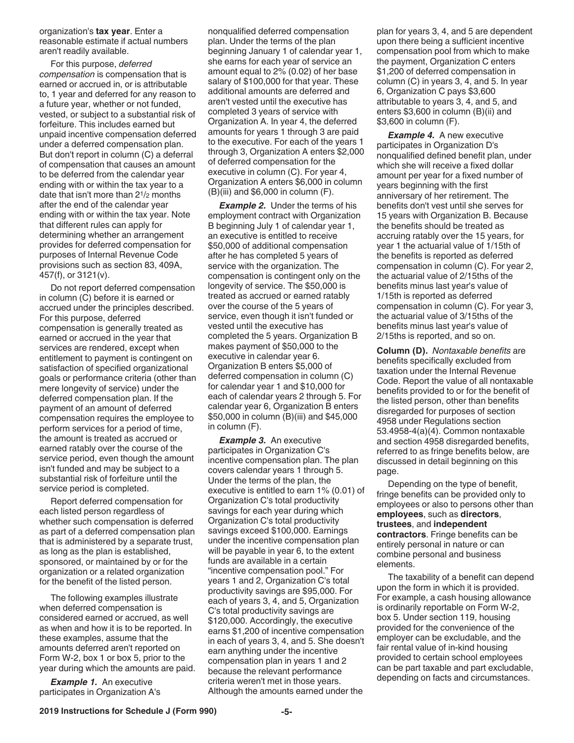organization's **tax year**. Enter a reasonable estimate if actual numbers aren't readily available.

For this purpose, *deferred compensation* is compensation that is earned or accrued in, or is attributable to, 1 year and deferred for any reason to a future year, whether or not funded, vested, or subject to a substantial risk of forfeiture. This includes earned but unpaid incentive compensation deferred under a deferred compensation plan. But don't report in column (C) a deferral of compensation that causes an amount to be deferred from the calendar year ending with or within the tax year to a date that isn't more than 2½ months after the end of the calendar year ending with or within the tax year. Note that different rules can apply for determining whether an arrangement provides for deferred compensation for purposes of Internal Revenue Code provisions such as section 83, 409A, 457(f), or 3121(v).

Do not report deferred compensation in column (C) before it is earned or accrued under the principles described. For this purpose, deferred compensation is generally treated as earned or accrued in the year that services are rendered, except when entitlement to payment is contingent on satisfaction of specified organizational goals or performance criteria (other than mere longevity of service) under the deferred compensation plan. If the payment of an amount of deferred compensation requires the employee to perform services for a period of time, the amount is treated as accrued or earned ratably over the course of the service period, even though the amount isn't funded and may be subject to a substantial risk of forfeiture until the service period is completed.

Report deferred compensation for each listed person regardless of whether such compensation is deferred as part of a deferred compensation plan that is administered by a separate trust, as long as the plan is established, sponsored, or maintained by or for the organization or a related organization for the benefit of the listed person.

The following examples illustrate when deferred compensation is considered earned or accrued, as well as when and how it is to be reported. In these examples, assume that the amounts deferred aren't reported on Form W-2, box 1 or box 5, prior to the year during which the amounts are paid.

***Example 1.*** An executive participates in Organization A's nonqualified deferred compensation plan. Under the terms of the plan beginning January 1 of calendar year 1, she earns for each year of service an amount equal to 2% (0.02) of her base salary of $100,000 for that year. These additional amounts are deferred and aren't vested until the executive has completed 3 years of service with Organization A. In year 4, the deferred amounts for years 1 through 3 are paid to the executive. For each of the years 1 through 3, Organization A enters $2,000 of deferred compensation for the executive in column (C). For year 4, Organization A enters $6,000 in column (B)(iii) and $6,000 in column (F).

***Example 2.*** Under the terms of his employment contract with Organization B beginning July 1 of calendar year 1, an executive is entitled to receive $50,000 of additional compensation after he has completed 5 years of service with the organization. The compensation is contingent only on the longevity of service. The $50,000 is treated as accrued or earned ratably over the course of the 5 years of service, even though it isn't funded or vested until the executive has completed the 5 years. Organization B makes payment of $50,000 to the executive in calendar year 6. Organization B enters $5,000 of deferred compensation in column (C) for calendar year 1 and $10,000 for each of calendar years 2 through 5. For calendar year 6, Organization B enters $50,000 in column (B)(iii) and $45,000 in column (F).

***Example 3.*** An executive participates in Organization C's incentive compensation plan. The plan covers calendar years 1 through 5. Under the terms of the plan, the executive is entitled to earn 1% (0.01) of Organization C's total productivity savings for each year during which Organization C's total productivity savings exceed $100,000. Earnings under the incentive compensation plan will be payable in year 6, to the extent funds are available in a certain "incentive compensation pool." For years 1 and 2, Organization C's total productivity savings are $95,000. For each of years 3, 4, and 5, Organization C's total productivity savings are $120,000. Accordingly, the executive earns $1,200 of incentive compensation in each of years 3, 4, and 5. She doesn't earn anything under the incentive compensation plan in years 1 and 2 because the relevant performance criteria weren't met in those years. Although the amounts earned under the plan for years 3, 4, and 5 are dependent upon there being a sufficient incentive compensation pool from which to make the payment, Organization C enters $1,200 of deferred compensation in column (C) in years 3, 4, and 5. In year 6, Organization C pays $3,600 attributable to years 3, 4, and 5, and enters $3,600 in column (B)(ii) and $3,600 in column (F).

***Example 4.*** A new executive participates in Organization D's nonqualified defined benefit plan, under which she will receive a fixed dollar amount per year for a fixed number of years beginning with the first anniversary of her retirement. The benefits don't vest until she serves for 15 years with Organization B. Because the benefits should be treated as accruing ratably over the 15 years, for year 1 the actuarial value of 1/15th of the benefits is reported as deferred compensation in column (C). For year 2, the actuarial value of 2/15ths of the benefits minus last year's value of 1/15th is reported as deferred compensation in column (C). For year 3, the actuarial value of 3/15ths of the benefits minus last year's value of 2/15ths is reported, and so on.

**Column (D).** *Nontaxable benefits* are benefits specifically excluded from taxation under the Internal Revenue Code. Report the value of all nontaxable benefits provided to or for the benefit of the listed person, other than benefits disregarded for purposes of section 4958 under Regulations section 53.4958-4(a)(4). Common nontaxable and section 4958 disregarded benefits, referred to as fringe benefits below, are discussed in detail beginning on this page.

Depending on the type of benefit, fringe benefits can be provided only to employees or also to persons other than **employees**, such as **directors**, **trustees**, and **independent contractors**. Fringe benefits can be entirely personal in nature or can combine personal and business elements.

The taxability of a benefit can depend upon the form in which it is provided. For example, a cash housing allowance is ordinarily reportable on Form W-2, box 5. Under section 119, housing provided for the convenience of the employer can be excludable, and the fair rental value of in-kind housing provided to certain school employees can be part taxable and part excludable, depending on facts and circumstances.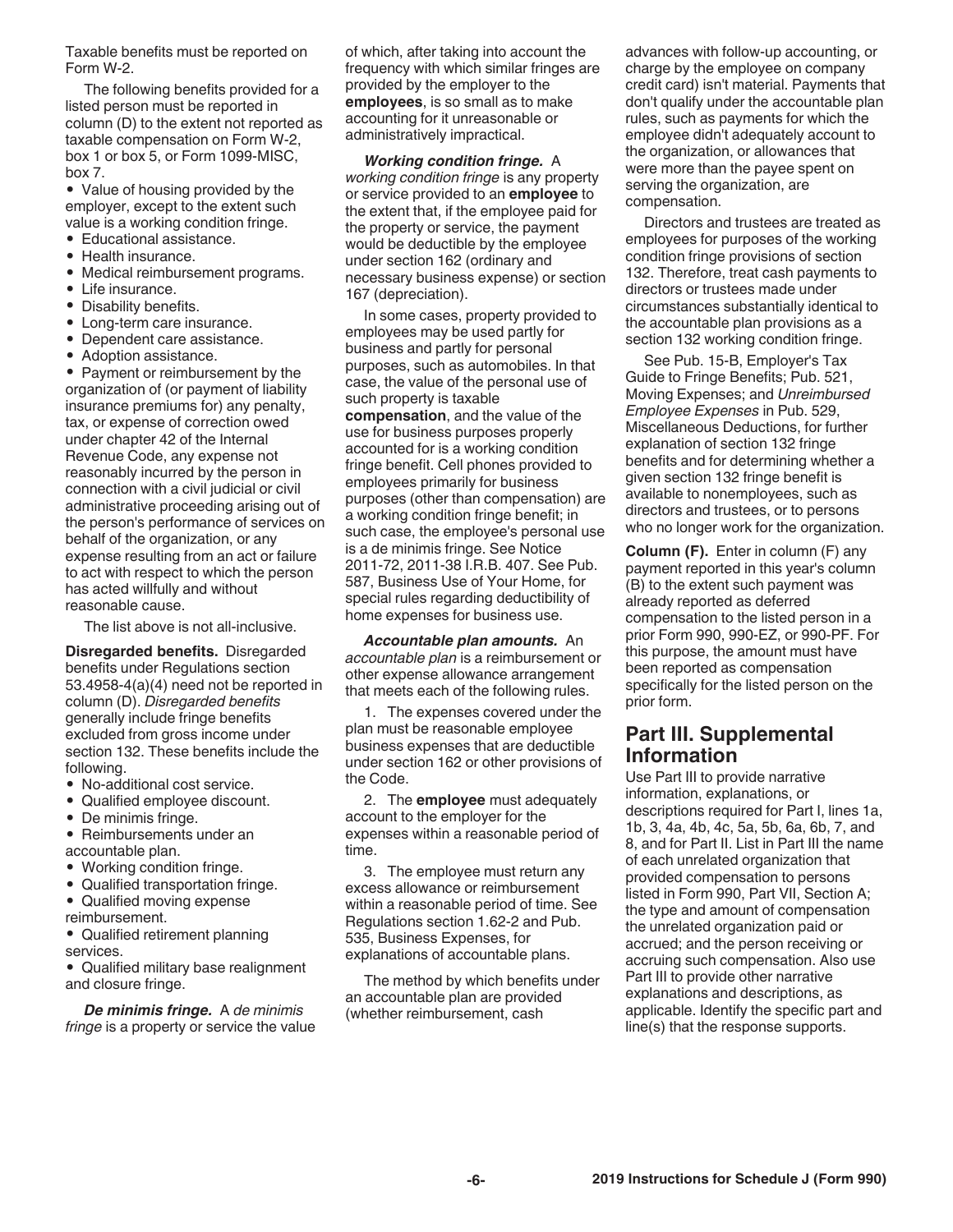Taxable benefits must be reported on Form W-2.

The following benefits provided for a listed person must be reported in column (D) to the extent not reported as taxable compensation on Form W-2, box 1 or box 5, or Form 1099-MISC, box 7.

- Value of housing provided by the employer, except to the extent such value is a working condition fringe.
- Educational assistance.
- Health insurance.
- Medical reimbursement programs.
- Life insurance.
- Disability benefits.
- Long-term care insurance.
- Dependent care assistance.
- Adoption assistance.
- Payment or reimbursement by the organization of (or payment of liability insurance premiums for) any penalty, tax, or expense of correction owed under chapter 42 of the Internal Revenue Code, any expense not reasonably incurred by the person in connection with a civil judicial or civil administrative proceeding arising out of the person's performance of services on behalf of the organization, or any expense resulting from an act or failure to act with respect to which the person has acted willfully and without reasonable cause.

The list above is not all-inclusive.

**Disregarded benefits.** Disregarded benefits under Regulations section 53.4958-4(a)(4) need not be reported in column (D). *Disregarded benefits* generally include fringe benefits excluded from gross income under section 132. These benefits include the following.

- No-additional cost service.
- Qualified employee discount.
- De minimis fringe.
- Reimbursements under an accountable plan.
- Working condition fringe.
- Qualified transportation fringe.
- Qualified moving expense reimbursement.
- Qualified retirement planning services.
- Qualified military base realignment and closure fringe.

***De minimis fringe.*** A *de minimis fringe* is a property or service the value of which, after taking into account the frequency with which similar fringes are provided by the employer to the **employees**, is so small as to make accounting for it unreasonable or administratively impractical.

***Working condition fringe.*** A *working condition fringe* is any property or service provided to an **employee** to the extent that, if the employee paid for the property or service, the payment would be deductible by the employee under section 162 (ordinary and necessary business expense) or section 167 (depreciation).

In some cases, property provided to employees may be used partly for business and partly for personal purposes, such as automobiles. In that case, the value of the personal use of such property is taxable **compensation**, and the value of the use for business purposes properly accounted for is a working condition fringe benefit. Cell phones provided to employees primarily for business purposes (other than compensation) are a working condition fringe benefit; in such case, the employee's personal use is a de minimis fringe. See Notice 2011-72, 2011-38 I.R.B. 407. See Pub. 587, Business Use of Your Home, for special rules regarding deductibility of home expenses for business use.

***Accountable plan amounts.*** An *accountable plan* is a reimbursement or other expense allowance arrangement that meets each of the following rules.

1. The expenses covered under the plan must be reasonable employee business expenses that are deductible under section 162 or other provisions of the Code.

2. The **employee** must adequately account to the employer for the expenses within a reasonable period of time.

3. The employee must return any excess allowance or reimbursement within a reasonable period of time. See Regulations section 1.62-2 and Pub. 535, Business Expenses, for explanations of accountable plans.

The method by which benefits under an accountable plan are provided (whether reimbursement, cash advances with follow-up accounting, or charge by the employee on company credit card) isn't material. Payments that don't qualify under the accountable plan rules, such as payments for which the employee didn't adequately account to the organization, or allowances that were more than the payee spent on serving the organization, are compensation.

Directors and trustees are treated as employees for purposes of the working condition fringe provisions of section 132. Therefore, treat cash payments to directors or trustees made under circumstances substantially identical to the accountable plan provisions as a section 132 working condition fringe.

See Pub. 15-B, Employer's Tax Guide to Fringe Benefits; Pub. 521, Moving Expenses; and *Unreimbursed Employee Expenses* in Pub. 529, Miscellaneous Deductions, for further explanation of section 132 fringe benefits and for determining whether a given section 132 fringe benefit is available to nonemployees, such as directors and trustees, or to persons who no longer work for the organization.

**Column (F).** Enter in column (F) any payment reported in this year's column (B) to the extent such payment was already reported as deferred compensation to the listed person in a prior Form 990, 990-EZ, or 990-PF. For this purpose, the amount must have been reported as compensation specifically for the listed person on the prior form.

## Part III. Supplemental Information

Use Part III to provide narrative information, explanations, or descriptions required for Part I, lines 1a, 1b, 3, 4a, 4b, 4c, 5a, 5b, 6a, 6b, 7, and 8, and for Part II. List in Part III the name of each unrelated organization that provided compensation to persons listed in Form 990, Part VII, Section A; the type and amount of compensation the unrelated organization paid or accrued; and the person receiving or accruing such compensation. Also use Part III to provide other narrative explanations and descriptions, as applicable. Identify the specific part and line(s) that the response supports.